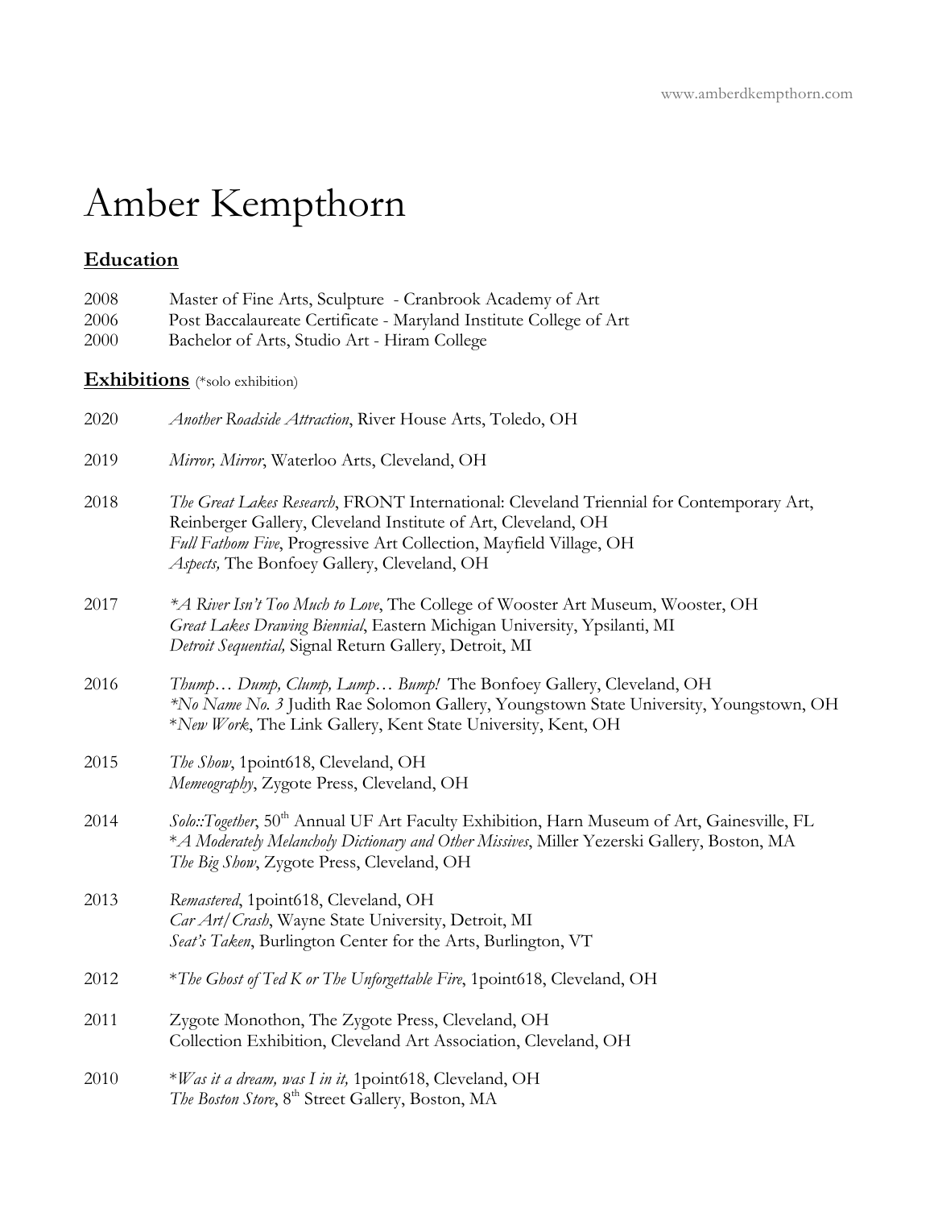www.amberdkempthorn.com

# Amber Kempthorn

## Education

2008 Master of Fine Arts, Sculpture - Cranbrook Academy of Art
2006 Post Baccalaureate Certificate - Maryland Institute College of Art
2000 Bachelor of Arts, Studio Art - Hiram College

## Exhibitions (*solo exhibition)

**2020**
*Another Roadside Attraction*, River House Arts, Toledo, OH

**2019**
*Mirror, Mirror*, Waterloo Arts, Cleveland, OH

**2018**
*The Great Lakes Research*, FRONT International: Cleveland Triennial for Contemporary Art, Reinberger Gallery, Cleveland Institute of Art, Cleveland, OH
*Full Fathom Five*, Progressive Art Collection, Mayfield Village, OH
*Aspects,* The Bonfoey Gallery, Cleveland, OH

**2017**
**A River Isn't Too Much to Love*, The College of Wooster Art Museum, Wooster, OH
*Great Lakes Drawing Biennial*, Eastern Michigan University, Ypsilanti, MI
*Detroit Sequential,* Signal Return Gallery, Detroit, MI

**2016**
*Thump… Dump, Clump, Lump… Bump!* The Bonfoey Gallery, Cleveland, OH
**No Name No. 3* Judith Rae Solomon Gallery, Youngstown State University, Youngstown, OH
**New Work*, The Link Gallery, Kent State University, Kent, OH

**2015**
*The Show*, 1point618, Cleveland, OH
*Memeography*, Zygote Press, Cleveland, OH

**2014**
*Solo::Together*, 50th Annual UF Art Faculty Exhibition, Harn Museum of Art, Gainesville, FL
**A Moderately Melancholy Dictionary and Other Missives*, Miller Yezerski Gallery, Boston, MA
*The Big Show*, Zygote Press, Cleveland, OH

**2013**
*Remastered*, 1point618, Cleveland, OH
*Car Art/Crash*, Wayne State University, Detroit, MI
*Seat's Taken*, Burlington Center for the Arts, Burlington, VT

**2012**
**The Ghost of Ted K or The Unforgettable Fire*, 1point618, Cleveland, OH

**2011**
Zygote Monothon, The Zygote Press, Cleveland, OH
Collection Exhibition, Cleveland Art Association, Cleveland, OH

**2010**
**Was it a dream, was I in it,* 1point618, Cleveland, OH
*The Boston Store*, 8th Street Gallery, Boston, MA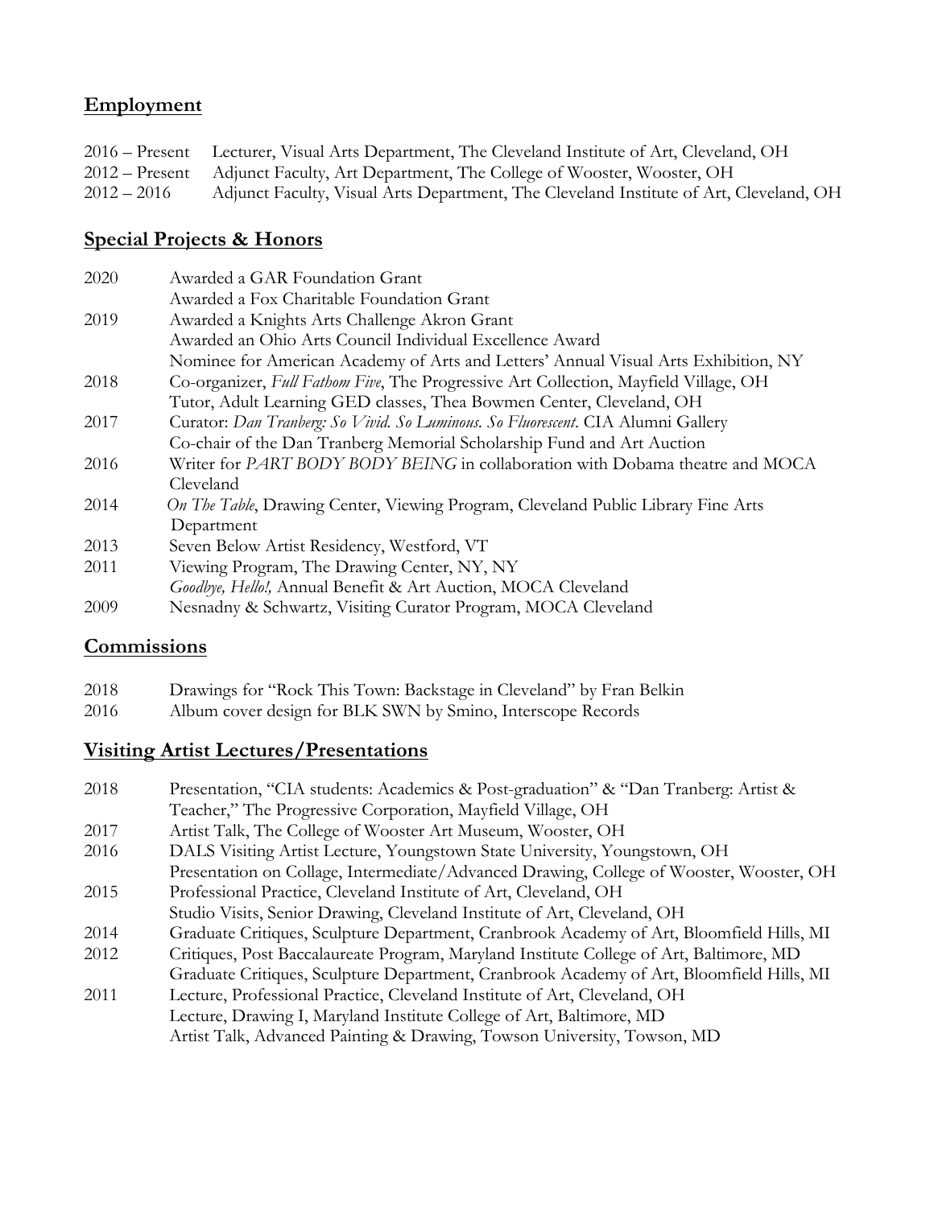## Employment

2016 – Present Lecturer, Visual Arts Department, The Cleveland Institute of Art, Cleveland, OH
2012 – Present Adjunct Faculty, Art Department, The College of Wooster, Wooster, OH
2012 – 2016 Adjunct Faculty, Visual Arts Department, The Cleveland Institute of Art, Cleveland, OH

## Special Projects & Honors

2020 Awarded a GAR Foundation Grant
Awarded a Fox Charitable Foundation Grant
2019 Awarded a Knights Arts Challenge Akron Grant
Awarded an Ohio Arts Council Individual Excellence Award
Nominee for American Academy of Arts and Letters' Annual Visual Arts Exhibition, NY
2018 Co-organizer, *Full Fathom Five*, The Progressive Art Collection, Mayfield Village, OH
Tutor, Adult Learning GED classes, Thea Bowmen Center, Cleveland, OH
2017 Curator: *Dan Tranberg: So Vivid. So Luminous. So Fluorescent.* CIA Alumni Gallery
Co-chair of the Dan Tranberg Memorial Scholarship Fund and Art Auction
2016 Writer for *PART BODY BODY BEING* in collaboration with Dobama theatre and MOCA Cleveland
2014 *On The Table*, Drawing Center, Viewing Program, Cleveland Public Library Fine Arts Department
2013 Seven Below Artist Residency, Westford, VT
2011 Viewing Program, The Drawing Center, NY, NY
*Goodbye, Hello!,* Annual Benefit & Art Auction, MOCA Cleveland
2009 Nesnadny & Schwartz, Visiting Curator Program, MOCA Cleveland

## Commissions

2018 Drawings for "Rock This Town: Backstage in Cleveland" by Fran Belkin
2016 Album cover design for BLK SWN by Smino, Interscope Records

## Visiting Artist Lectures/Presentations

2018 Presentation, "CIA students: Academics & Post-graduation" & "Dan Tranberg: Artist & Teacher," The Progressive Corporation, Mayfield Village, OH
2017 Artist Talk, The College of Wooster Art Museum, Wooster, OH
2016 DALS Visiting Artist Lecture, Youngstown State University, Youngstown, OH
Presentation on Collage, Intermediate/Advanced Drawing, College of Wooster, Wooster, OH
2015 Professional Practice, Cleveland Institute of Art, Cleveland, OH
Studio Visits, Senior Drawing, Cleveland Institute of Art, Cleveland, OH
2014 Graduate Critiques, Sculpture Department, Cranbrook Academy of Art, Bloomfield Hills, MI
2012 Critiques, Post Baccalaureate Program, Maryland Institute College of Art, Baltimore, MD
Graduate Critiques, Sculpture Department, Cranbrook Academy of Art, Bloomfield Hills, MI
2011 Lecture, Professional Practice, Cleveland Institute of Art, Cleveland, OH
Lecture, Drawing I, Maryland Institute College of Art, Baltimore, MD
Artist Talk, Advanced Painting & Drawing, Towson University, Towson, MD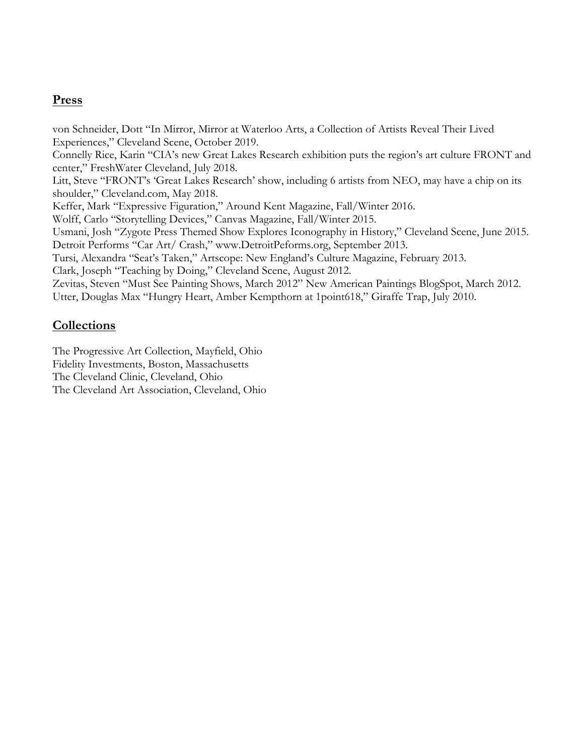## Press

von Schneider, Dott "In Mirror, Mirror at Waterloo Arts, a Collection of Artists Reveal Their Lived Experiences," Cleveland Scene, October 2019.
Connelly Rice, Karin "CIA's new Great Lakes Research exhibition puts the region's art culture FRONT and center," FreshWater Cleveland, July 2018.
Litt, Steve "FRONT's 'Great Lakes Research' show, including 6 artists from NEO, may have a chip on its shoulder," Cleveland.com, May 2018.
Keffer, Mark "Expressive Figuration," Around Kent Magazine, Fall/Winter 2016.
Wolff, Carlo "Storytelling Devices," Canvas Magazine, Fall/Winter 2015.
Usmani, Josh "Zygote Press Themed Show Explores Iconography in History," Cleveland Scene, June 2015.
Detroit Performs "Car Art/ Crash," www.DetroitPeforms.org, September 2013.
Tursi, Alexandra "Seat's Taken," Artscope: New England's Culture Magazine, February 2013.
Clark, Joseph "Teaching by Doing," Cleveland Scene, August 2012.
Zevitas, Steven "Must See Painting Shows, March 2012" New American Paintings BlogSpot, March 2012.
Utter, Douglas Max "Hungry Heart, Amber Kempthorn at 1point618," Giraffe Trap, July 2010.

## Collections

The Progressive Art Collection, Mayfield, Ohio
Fidelity Investments, Boston, Massachusetts
The Cleveland Clinic, Cleveland, Ohio
The Cleveland Art Association, Cleveland, Ohio